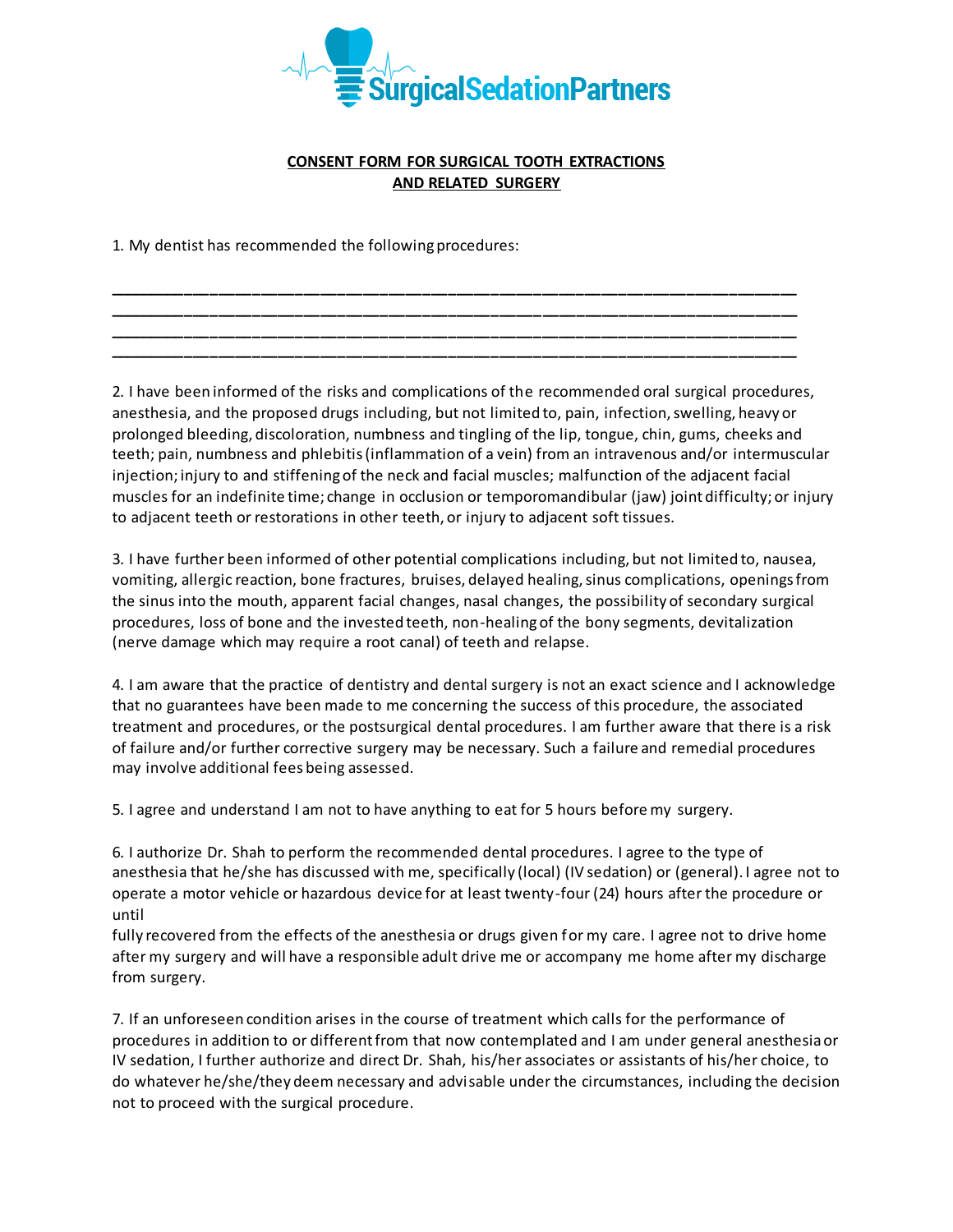SurgicalSedationPartners

## CONSENT FORM FOR SURGICAL TOOTH EXTRACTIONS AND RELATED SURGERY

1. My dentist has recommended the following procedures:

______________________________________________________________________________
______________________________________________________________________________
______________________________________________________________________________
______________________________________________________________________________

2. I have been informed of the risks and complications of the recommended oral surgical procedures, anesthesia, and the proposed drugs including, but not limited to, pain, infection, swelling, heavy or prolonged bleeding, discoloration, numbness and tingling of the lip, tongue, chin, gums, cheeks and teeth; pain, numbness and phlebitis (inflammation of a vein) from an intravenous and/or intermuscular injection; injury to and stiffening of the neck and facial muscles; malfunction of the adjacent facial muscles for an indefinite time; change in occlusion or temporomandibular (jaw) joint difficulty; or injury to adjacent teeth or restorations in other teeth, or injury to adjacent soft tissues.

3. I have further been informed of other potential complications including, but not limited to, nausea, vomiting, allergic reaction, bone fractures, bruises, delayed healing, sinus complications, openings from the sinus into the mouth, apparent facial changes, nasal changes, the possibility of secondary surgical procedures, loss of bone and the invested teeth, non-healing of the bony segments, devitalization (nerve damage which may require a root canal) of teeth and relapse.

4. I am aware that the practice of dentistry and dental surgery is not an exact science and I acknowledge that no guarantees have been made to me concerning the success of this procedure, the associated treatment and procedures, or the postsurgical dental procedures. I am further aware that there is a risk of failure and/or further corrective surgery may be necessary. Such a failure and remedial procedures may involve additional fees being assessed.

5. I agree and understand I am not to have anything to eat for 5 hours before my surgery.

6. I authorize Dr. Shah to perform the recommended dental procedures. I agree to the type of anesthesia that he/she has discussed with me, specifically (local) (IV sedation) or (general). I agree not to operate a motor vehicle or hazardous device for at least twenty-four (24) hours after the procedure or until
fully recovered from the effects of the anesthesia or drugs given for my care. I agree not to drive home after my surgery and will have a responsible adult drive me or accompany me home after my discharge from surgery.

7. If an unforeseen condition arises in the course of treatment which calls for the performance of procedures in addition to or different from that now contemplated and I am under general anesthesia or IV sedation, I further authorize and direct Dr. Shah, his/her associates or assistants of his/her choice, to do whatever he/she/they deem necessary and advisable under the circumstances, including the decision not to proceed with the surgical procedure.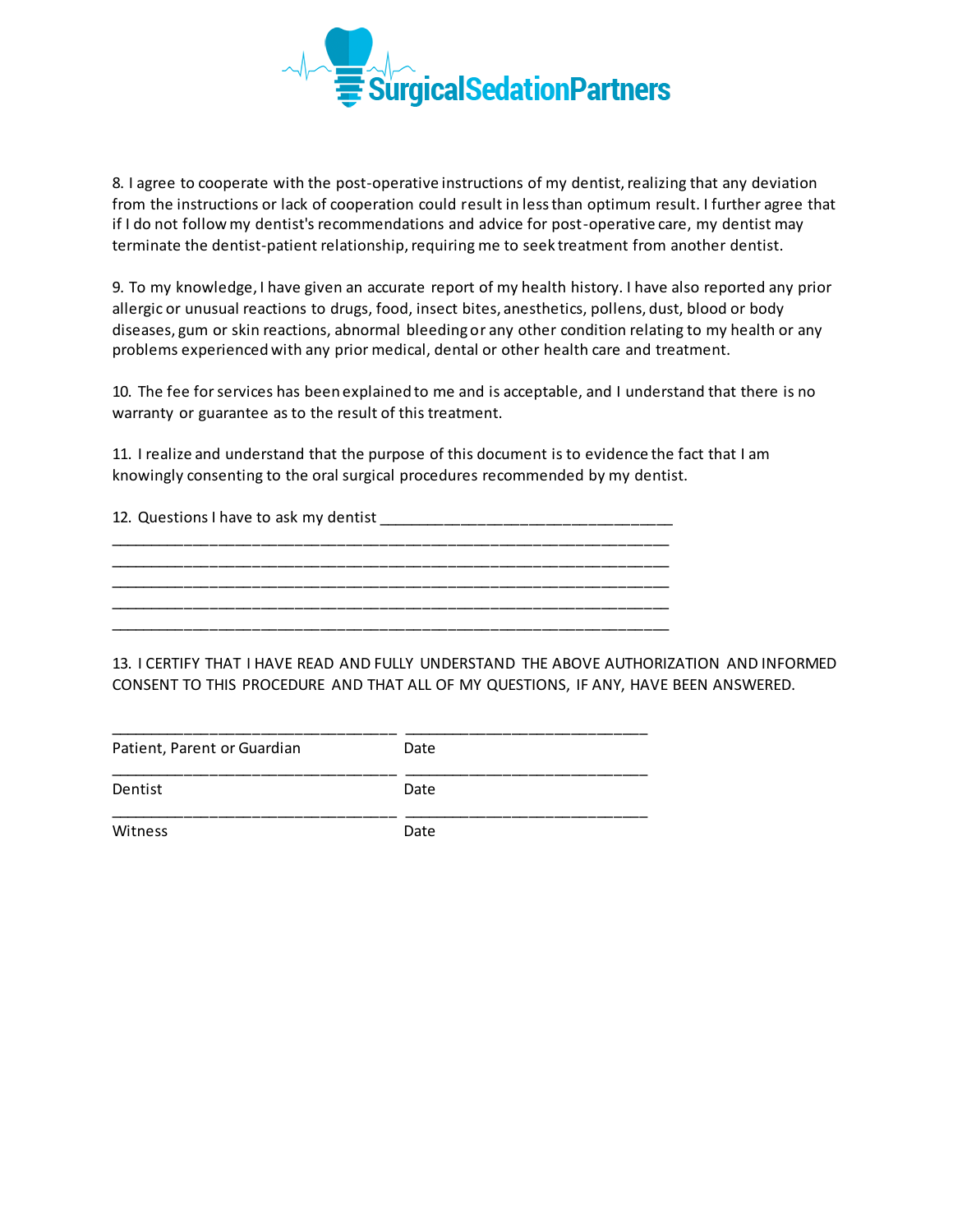**SurgicalSedationPartners**

8. I agree to cooperate with the post-operative instructions of my dentist, realizing that any deviation from the instructions or lack of cooperation could result in less than optimum result. I further agree that if I do not follow my dentist's recommendations and advice for post-operative care, my dentist may terminate the dentist-patient relationship, requiring me to seek treatment from another dentist.

9. To my knowledge, I have given an accurate report of my health history. I have also reported any prior allergic or unusual reactions to drugs, food, insect bites, anesthetics, pollens, dust, blood or body diseases, gum or skin reactions, abnormal bleeding or any other condition relating to my health or any problems experienced with any prior medical, dental or other health care and treatment.

10. The fee for services has been explained to me and is acceptable, and I understand that there is no warranty or guarantee as to the result of this treatment.

11. I realize and understand that the purpose of this document is to evidence the fact that I am knowingly consenting to the oral surgical procedures recommended by my dentist.

12. Questions I have to ask my dentist ___________________________________
_____________________________________________________________________
_____________________________________________________________________
_____________________________________________________________________
_____________________________________________________________________
_____________________________________________________________________

13. I CERTIFY THAT I HAVE READ AND FULLY UNDERSTAND THE ABOVE AUTHORIZATION AND INFORMED CONSENT TO THIS PROCEDURE AND THAT ALL OF MY QUESTIONS, IF ANY, HAVE BEEN ANSWERED.

___________________________________ ______________________________
Patient, Parent or Guardian Date

___________________________________ ______________________________
Dentist Date

___________________________________ ______________________________
Witness Date